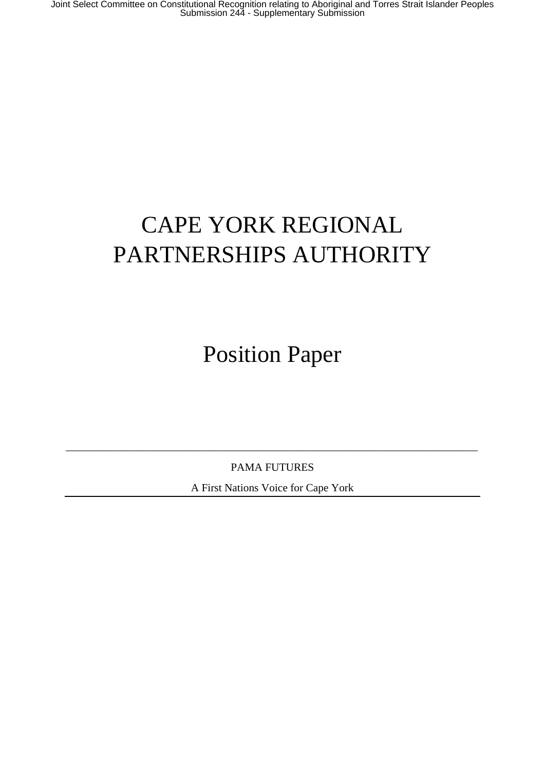# CAPE YORK REGIONAL PARTNERSHIPS AUTHORITY

## Position Paper

---

PAMA FUTURES

A First Nations Voice for Cape York

---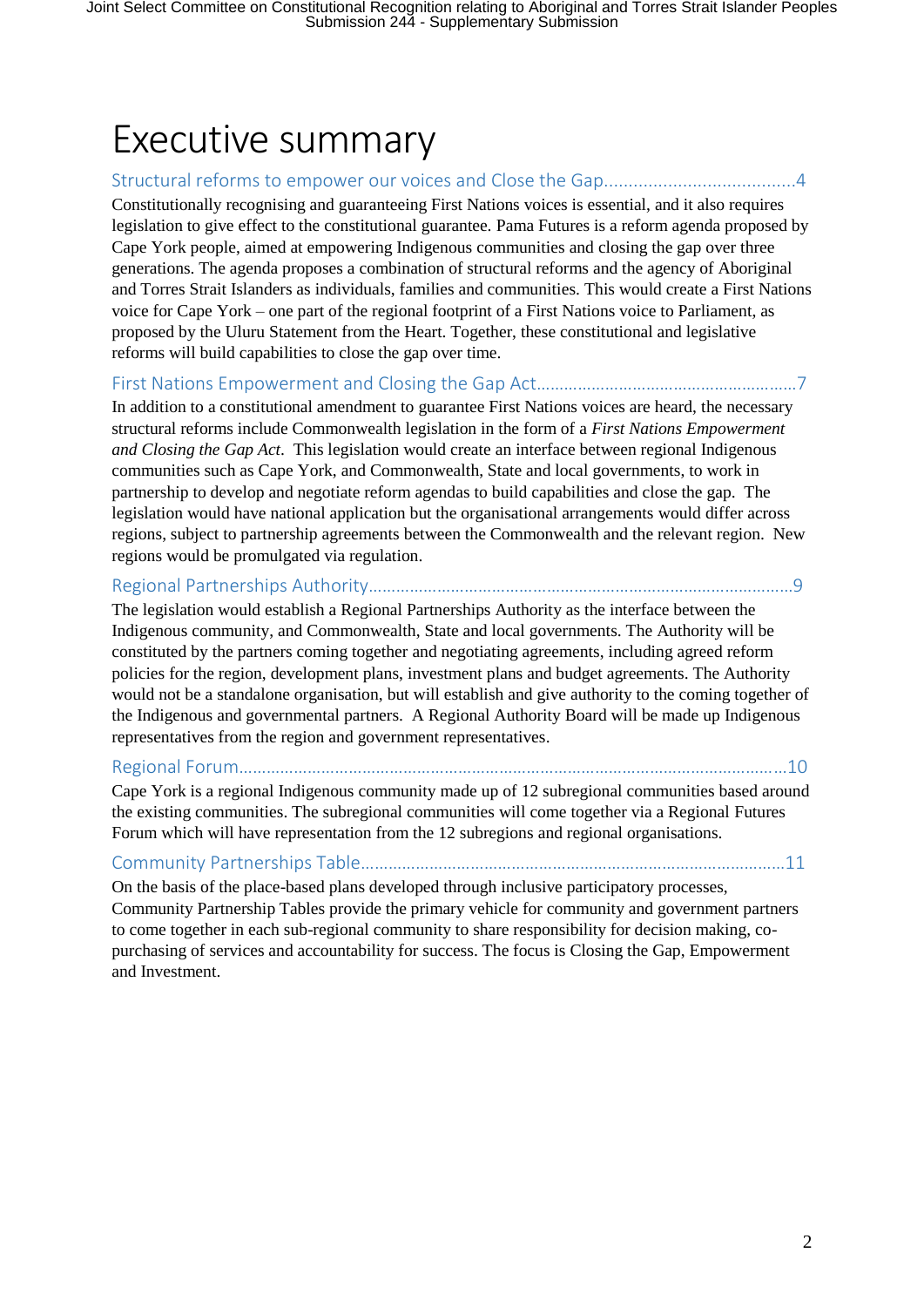# Executive summary

Structural reforms to empower our voices and Close the Gap........................................4

Constitutionally recognising and guaranteeing First Nations voices is essential, and it also requires legislation to give effect to the constitutional guarantee. Pama Futures is a reform agenda proposed by Cape York people, aimed at empowering Indigenous communities and closing the gap over three generations. The agenda proposes a combination of structural reforms and the agency of Aboriginal and Torres Strait Islanders as individuals, families and communities. This would create a First Nations voice for Cape York – one part of the regional footprint of a First Nations voice to Parliament, as proposed by the Uluru Statement from the Heart. Together, these constitutional and legislative reforms will build capabilities to close the gap over time.

First Nations Empowerment and Closing the Gap Act........................................................7

In addition to a constitutional amendment to guarantee First Nations voices are heard, the necessary structural reforms include Commonwealth legislation in the form of a *First Nations Empowerment and Closing the Gap Act*. This legislation would create an interface between regional Indigenous communities such as Cape York, and Commonwealth, State and local governments, to work in partnership to develop and negotiate reform agendas to build capabilities and close the gap. The legislation would have national application but the organisational arrangements would differ across regions, subject to partnership agreements between the Commonwealth and the relevant region. New regions would be promulgated via regulation.

Regional Partnerships Authority...........................................................................................9

The legislation would establish a Regional Partnerships Authority as the interface between the Indigenous community, and Commonwealth, State and local governments. The Authority will be constituted by the partners coming together and negotiating agreements, including agreed reform policies for the region, development plans, investment plans and budget agreements. The Authority would not be a standalone organisation, but will establish and give authority to the coming together of the Indigenous and governmental partners. A Regional Authority Board will be made up Indigenous representatives from the region and government representatives.

Regional Forum.......................................................................................................................10

Cape York is a regional Indigenous community made up of 12 subregional communities based around the existing communities. The subregional communities will come together via a Regional Futures Forum which will have representation from the 12 subregions and regional organisations.

Community Partnerships Table...........................................................................................11

On the basis of the place-based plans developed through inclusive participatory processes, Community Partnership Tables provide the primary vehicle for community and government partners to come together in each sub-regional community to share responsibility for decision making, co-purchasing of services and accountability for success. The focus is Closing the Gap, Empowerment and Investment.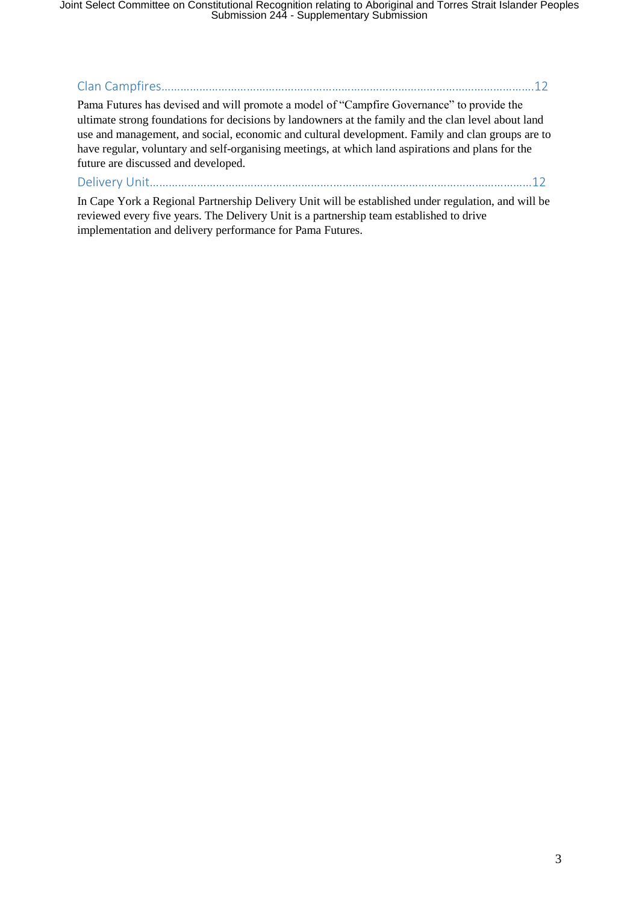Clan Campfires......................................................................................................................12

Pama Futures has devised and will promote a model of "Campfire Governance" to provide the ultimate strong foundations for decisions by landowners at the family and the clan level about land use and management, and social, economic and cultural development. Family and clan groups are to have regular, voluntary and self-organising meetings, at which land aspirations and plans for the future are discussed and developed.

Delivery Unit.........................................................................................................................12

In Cape York a Regional Partnership Delivery Unit will be established under regulation, and will be reviewed every five years. The Delivery Unit is a partnership team established to drive implementation and delivery performance for Pama Futures.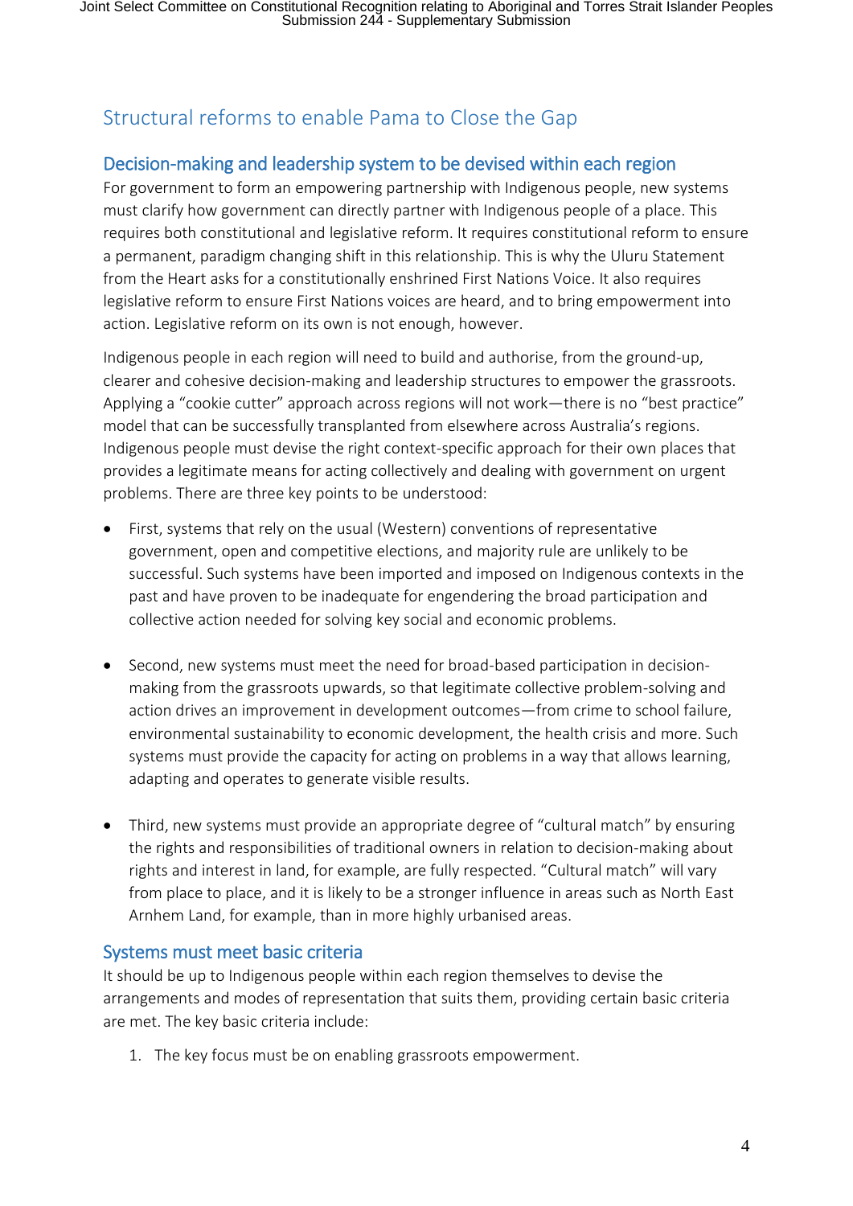## Structural reforms to enable Pama to Close the Gap

### Decision-making and leadership system to be devised within each region

For government to form an empowering partnership with Indigenous people, new systems must clarify how government can directly partner with Indigenous people of a place. This requires both constitutional and legislative reform. It requires constitutional reform to ensure a permanent, paradigm changing shift in this relationship. This is why the Uluru Statement from the Heart asks for a constitutionally enshrined First Nations Voice. It also requires legislative reform to ensure First Nations voices are heard, and to bring empowerment into action. Legislative reform on its own is not enough, however.

Indigenous people in each region will need to build and authorise, from the ground-up, clearer and cohesive decision-making and leadership structures to empower the grassroots. Applying a "cookie cutter" approach across regions will not work—there is no "best practice" model that can be successfully transplanted from elsewhere across Australia's regions. Indigenous people must devise the right context-specific approach for their own places that provides a legitimate means for acting collectively and dealing with government on urgent problems. There are three key points to be understood:

- First, systems that rely on the usual (Western) conventions of representative government, open and competitive elections, and majority rule are unlikely to be successful. Such systems have been imported and imposed on Indigenous contexts in the past and have proven to be inadequate for engendering the broad participation and collective action needed for solving key social and economic problems.

- Second, new systems must meet the need for broad-based participation in decision-making from the grassroots upwards, so that legitimate collective problem-solving and action drives an improvement in development outcomes—from crime to school failure, environmental sustainability to economic development, the health crisis and more. Such systems must provide the capacity for acting on problems in a way that allows learning, adapting and operates to generate visible results.

- Third, new systems must provide an appropriate degree of "cultural match" by ensuring the rights and responsibilities of traditional owners in relation to decision-making about rights and interest in land, for example, are fully respected. "Cultural match" will vary from place to place, and it is likely to be a stronger influence in areas such as North East Arnhem Land, for example, than in more highly urbanised areas.

### Systems must meet basic criteria

It should be up to Indigenous people within each region themselves to devise the arrangements and modes of representation that suits them, providing certain basic criteria are met. The key basic criteria include:

1. The key focus must be on enabling grassroots empowerment.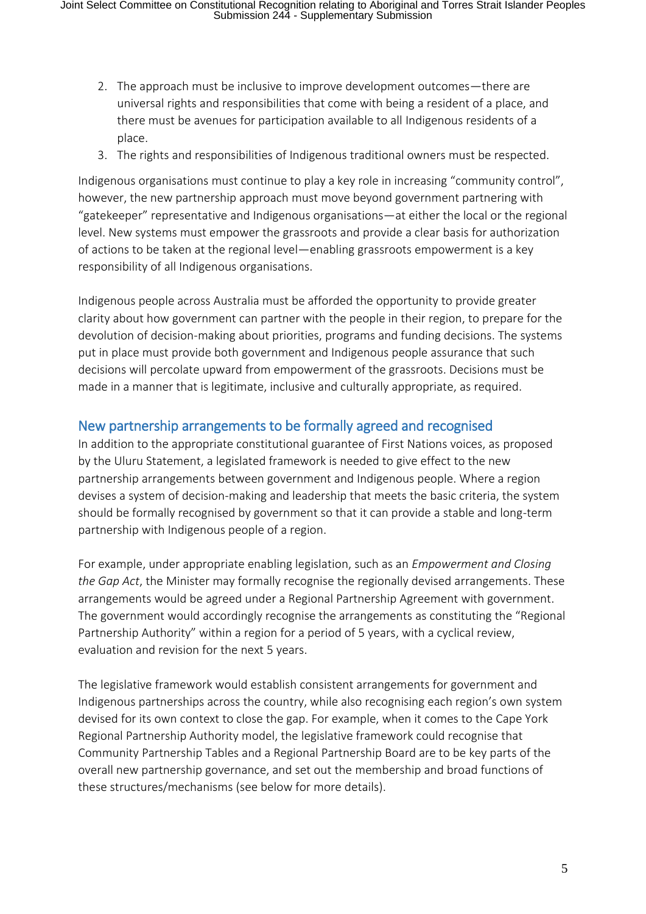2. The approach must be inclusive to improve development outcomes—there are universal rights and responsibilities that come with being a resident of a place, and there must be avenues for participation available to all Indigenous residents of a place.
3. The rights and responsibilities of Indigenous traditional owners must be respected.

Indigenous organisations must continue to play a key role in increasing "community control", however, the new partnership approach must move beyond government partnering with "gatekeeper" representative and Indigenous organisations—at either the local or the regional level. New systems must empower the grassroots and provide a clear basis for authorization of actions to be taken at the regional level—enabling grassroots empowerment is a key responsibility of all Indigenous organisations.

Indigenous people across Australia must be afforded the opportunity to provide greater clarity about how government can partner with the people in their region, to prepare for the devolution of decision-making about priorities, programs and funding decisions. The systems put in place must provide both government and Indigenous people assurance that such decisions will percolate upward from empowerment of the grassroots. Decisions must be made in a manner that is legitimate, inclusive and culturally appropriate, as required.

## New partnership arrangements to be formally agreed and recognised

In addition to the appropriate constitutional guarantee of First Nations voices, as proposed by the Uluru Statement, a legislated framework is needed to give effect to the new partnership arrangements between government and Indigenous people. Where a region devises a system of decision-making and leadership that meets the basic criteria, the system should be formally recognised by government so that it can provide a stable and long-term partnership with Indigenous people of a region.

For example, under appropriate enabling legislation, such as an *Empowerment and Closing the Gap Act*, the Minister may formally recognise the regionally devised arrangements. These arrangements would be agreed under a Regional Partnership Agreement with government. The government would accordingly recognise the arrangements as constituting the "Regional Partnership Authority" within a region for a period of 5 years, with a cyclical review, evaluation and revision for the next 5 years.

The legislative framework would establish consistent arrangements for government and Indigenous partnerships across the country, while also recognising each region's own system devised for its own context to close the gap. For example, when it comes to the Cape York Regional Partnership Authority model, the legislative framework could recognise that Community Partnership Tables and a Regional Partnership Board are to be key parts of the overall new partnership governance, and set out the membership and broad functions of these structures/mechanisms (see below for more details).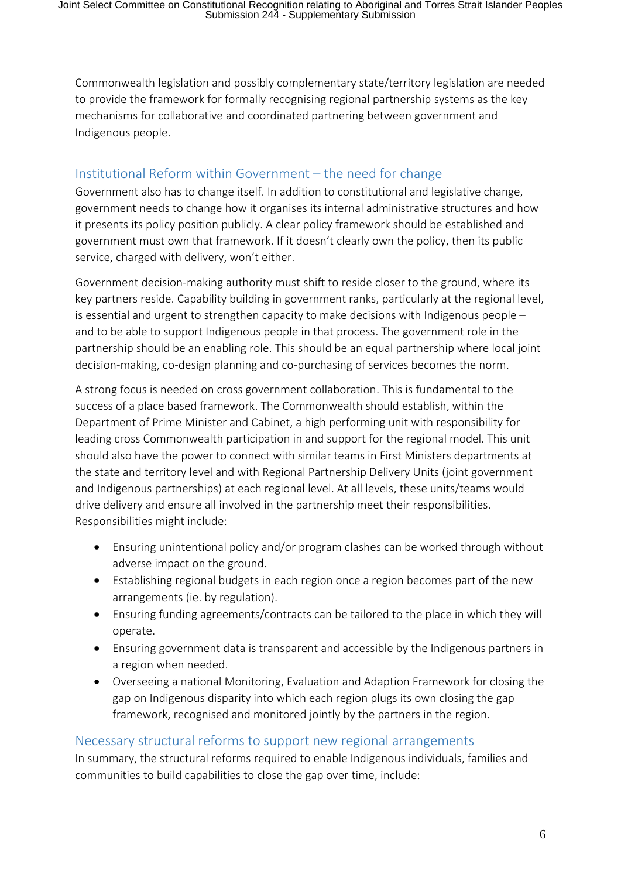Commonwealth legislation and possibly complementary state/territory legislation are needed to provide the framework for formally recognising regional partnership systems as the key mechanisms for collaborative and coordinated partnering between government and Indigenous people.

## Institutional Reform within Government – the need for change

Government also has to change itself. In addition to constitutional and legislative change, government needs to change how it organises its internal administrative structures and how it presents its policy position publicly. A clear policy framework should be established and government must own that framework. If it doesn't clearly own the policy, then its public service, charged with delivery, won't either.

Government decision-making authority must shift to reside closer to the ground, where its key partners reside. Capability building in government ranks, particularly at the regional level, is essential and urgent to strengthen capacity to make decisions with Indigenous people – and to be able to support Indigenous people in that process. The government role in the partnership should be an enabling role. This should be an equal partnership where local joint decision-making, co-design planning and co-purchasing of services becomes the norm.

A strong focus is needed on cross government collaboration. This is fundamental to the success of a place based framework. The Commonwealth should establish, within the Department of Prime Minister and Cabinet, a high performing unit with responsibility for leading cross Commonwealth participation in and support for the regional model. This unit should also have the power to connect with similar teams in First Ministers departments at the state and territory level and with Regional Partnership Delivery Units (joint government and Indigenous partnerships) at each regional level. At all levels, these units/teams would drive delivery and ensure all involved in the partnership meet their responsibilities. Responsibilities might include:

- Ensuring unintentional policy and/or program clashes can be worked through without adverse impact on the ground.
- Establishing regional budgets in each region once a region becomes part of the new arrangements (ie. by regulation).
- Ensuring funding agreements/contracts can be tailored to the place in which they will operate.
- Ensuring government data is transparent and accessible by the Indigenous partners in a region when needed.
- Overseeing a national Monitoring, Evaluation and Adaption Framework for closing the gap on Indigenous disparity into which each region plugs its own closing the gap framework, recognised and monitored jointly by the partners in the region.

## Necessary structural reforms to support new regional arrangements

In summary, the structural reforms required to enable Indigenous individuals, families and communities to build capabilities to close the gap over time, include: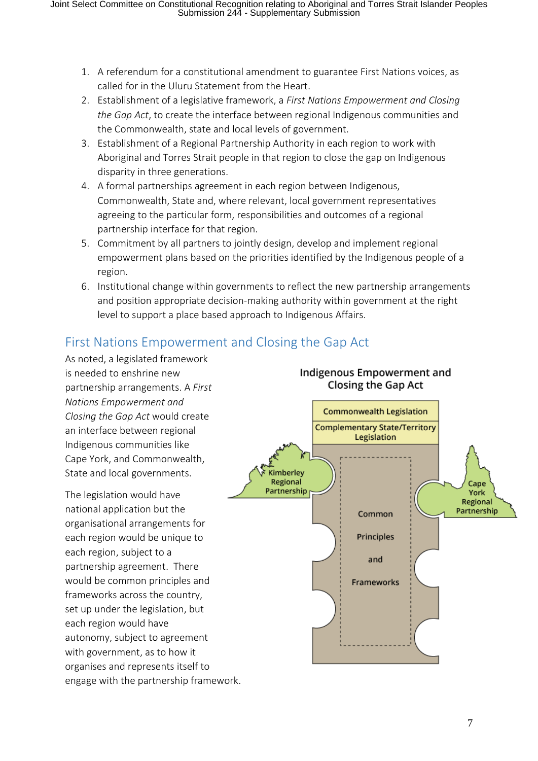1. A referendum for a constitutional amendment to guarantee First Nations voices, as called for in the Uluru Statement from the Heart.
2. Establishment of a legislative framework, a *First Nations Empowerment and Closing the Gap Act*, to create the interface between regional Indigenous communities and the Commonwealth, state and local levels of government.
3. Establishment of a Regional Partnership Authority in each region to work with Aboriginal and Torres Strait people in that region to close the gap on Indigenous disparity in three generations.
4. A formal partnerships agreement in each region between Indigenous, Commonwealth, State and, where relevant, local government representatives agreeing to the particular form, responsibilities and outcomes of a regional partnership interface for that region.
5. Commitment by all partners to jointly design, develop and implement regional empowerment plans based on the priorities identified by the Indigenous people of a region.
6. Institutional change within governments to reflect the new partnership arrangements and position appropriate decision-making authority within government at the right level to support a place based approach to Indigenous Affairs.

## First Nations Empowerment and Closing the Gap Act

As noted, a legislated framework is needed to enshrine new partnership arrangements. A *First Nations Empowerment and Closing the Gap Act* would create an interface between regional Indigenous communities like Cape York, and Commonwealth, State and local governments.

The legislation would have national application but the organisational arrangements for each region would be unique to each region, subject to a partnership agreement. There would be common principles and frameworks across the country, set up under the legislation, but each region would have autonomy, subject to agreement with government, as to how it organises and represents itself to engage with the partnership framework.

**Indigenous Empowerment and Closing the Gap Act**

Commonwealth Legislation

Complementary State/Territory Legislation

Kimberley Regional Partnership

Common Principles and Frameworks

Cape York Regional Partnership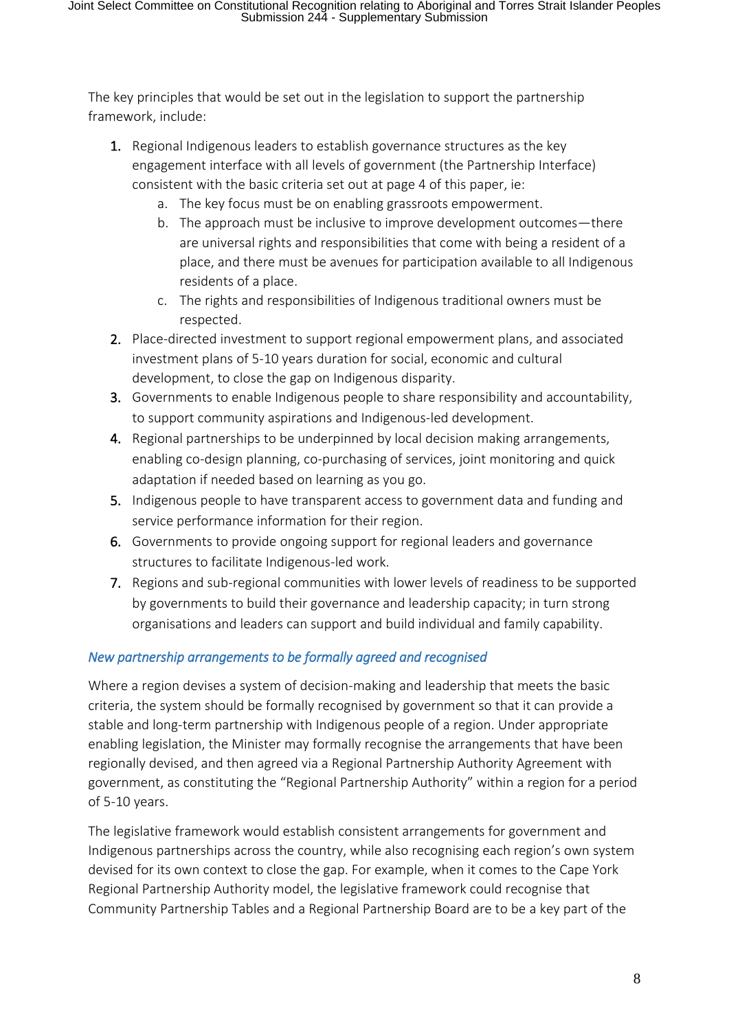The key principles that would be set out in the legislation to support the partnership framework, include:

1. Regional Indigenous leaders to establish governance structures as the key engagement interface with all levels of government (the Partnership Interface) consistent with the basic criteria set out at page 4 of this paper, ie:
    a. The key focus must be on enabling grassroots empowerment.
    b. The approach must be inclusive to improve development outcomes—there are universal rights and responsibilities that come with being a resident of a place, and there must be avenues for participation available to all Indigenous residents of a place.
    c. The rights and responsibilities of Indigenous traditional owners must be respected.
2. Place-directed investment to support regional empowerment plans, and associated investment plans of 5-10 years duration for social, economic and cultural development, to close the gap on Indigenous disparity.
3. Governments to enable Indigenous people to share responsibility and accountability, to support community aspirations and Indigenous-led development.
4. Regional partnerships to be underpinned by local decision making arrangements, enabling co-design planning, co-purchasing of services, joint monitoring and quick adaptation if needed based on learning as you go.
5. Indigenous people to have transparent access to government data and funding and service performance information for their region.
6. Governments to provide ongoing support for regional leaders and governance structures to facilitate Indigenous-led work.
7. Regions and sub-regional communities with lower levels of readiness to be supported by governments to build their governance and leadership capacity; in turn strong organisations and leaders can support and build individual and family capability.

### *New partnership arrangements to be formally agreed and recognised*

Where a region devises a system of decision-making and leadership that meets the basic criteria, the system should be formally recognised by government so that it can provide a stable and long-term partnership with Indigenous people of a region. Under appropriate enabling legislation, the Minister may formally recognise the arrangements that have been regionally devised, and then agreed via a Regional Partnership Authority Agreement with government, as constituting the "Regional Partnership Authority" within a region for a period of 5-10 years.

The legislative framework would establish consistent arrangements for government and Indigenous partnerships across the country, while also recognising each region's own system devised for its own context to close the gap. For example, when it comes to the Cape York Regional Partnership Authority model, the legislative framework could recognise that Community Partnership Tables and a Regional Partnership Board are to be a key part of the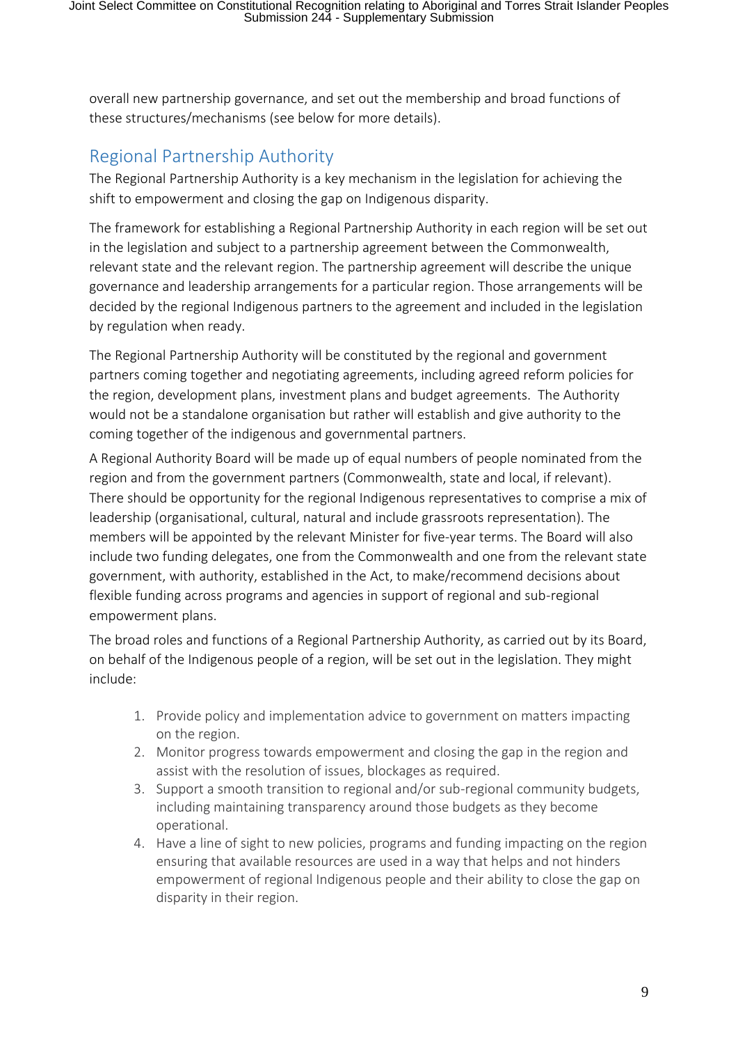overall new partnership governance, and set out the membership and broad functions of these structures/mechanisms (see below for more details).

## Regional Partnership Authority

The Regional Partnership Authority is a key mechanism in the legislation for achieving the shift to empowerment and closing the gap on Indigenous disparity.

The framework for establishing a Regional Partnership Authority in each region will be set out in the legislation and subject to a partnership agreement between the Commonwealth, relevant state and the relevant region. The partnership agreement will describe the unique governance and leadership arrangements for a particular region. Those arrangements will be decided by the regional Indigenous partners to the agreement and included in the legislation by regulation when ready.

The Regional Partnership Authority will be constituted by the regional and government partners coming together and negotiating agreements, including agreed reform policies for the region, development plans, investment plans and budget agreements. The Authority would not be a standalone organisation but rather will establish and give authority to the coming together of the indigenous and governmental partners.

A Regional Authority Board will be made up of equal numbers of people nominated from the region and from the government partners (Commonwealth, state and local, if relevant). There should be opportunity for the regional Indigenous representatives to comprise a mix of leadership (organisational, cultural, natural and include grassroots representation). The members will be appointed by the relevant Minister for five-year terms. The Board will also include two funding delegates, one from the Commonwealth and one from the relevant state government, with authority, established in the Act, to make/recommend decisions about flexible funding across programs and agencies in support of regional and sub-regional empowerment plans.

The broad roles and functions of a Regional Partnership Authority, as carried out by its Board, on behalf of the Indigenous people of a region, will be set out in the legislation. They might include:

1. Provide policy and implementation advice to government on matters impacting on the region.
2. Monitor progress towards empowerment and closing the gap in the region and assist with the resolution of issues, blockages as required.
3. Support a smooth transition to regional and/or sub-regional community budgets, including maintaining transparency around those budgets as they become operational.
4. Have a line of sight to new policies, programs and funding impacting on the region ensuring that available resources are used in a way that helps and not hinders empowerment of regional Indigenous people and their ability to close the gap on disparity in their region.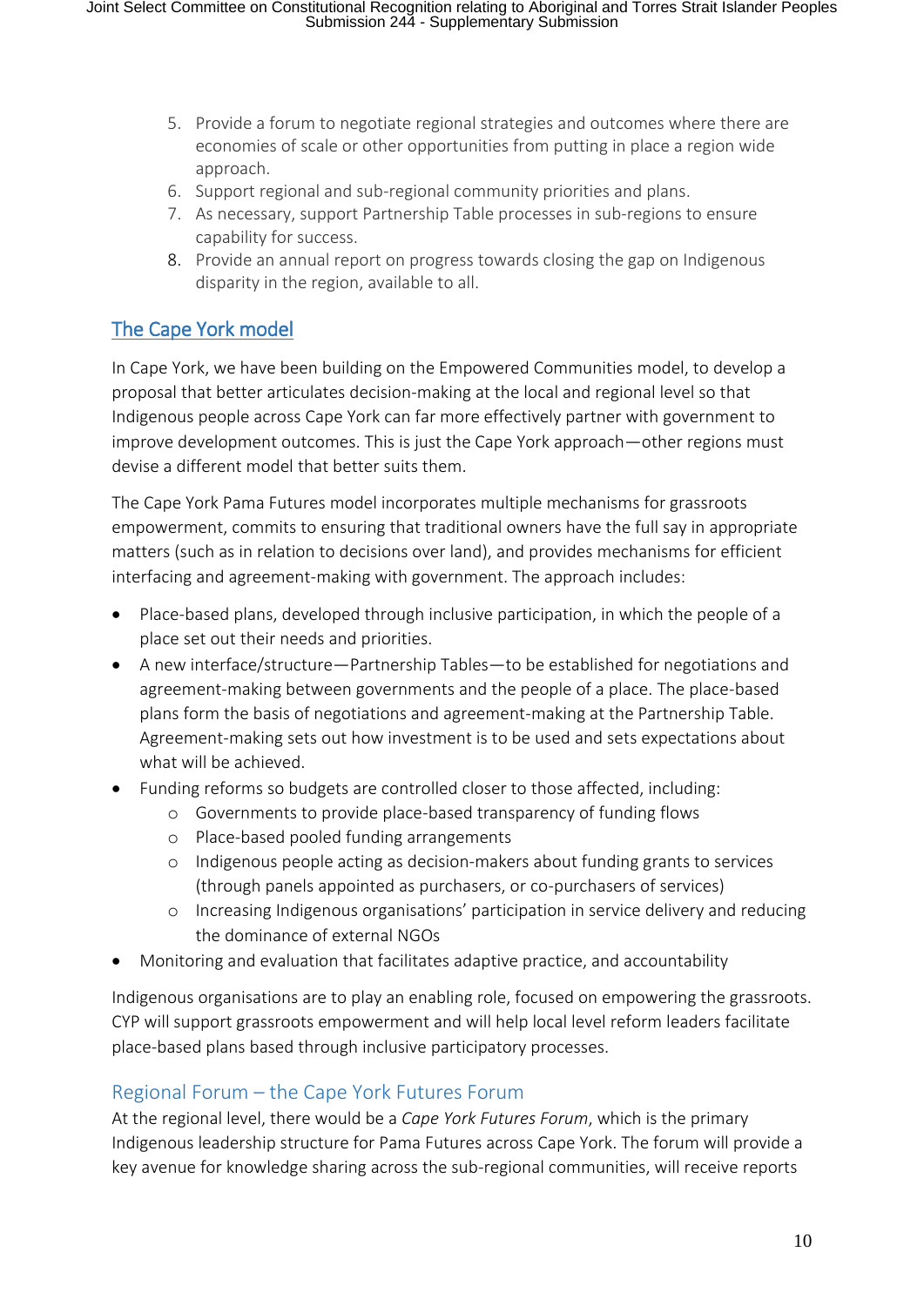5. Provide a forum to negotiate regional strategies and outcomes where there are economies of scale or other opportunities from putting in place a region wide approach.
6. Support regional and sub-regional community priorities and plans.
7. As necessary, support Partnership Table processes in sub-regions to ensure capability for success.
8. Provide an annual report on progress towards closing the gap on Indigenous disparity in the region, available to all.

## The Cape York model

In Cape York, we have been building on the Empowered Communities model, to develop a proposal that better articulates decision-making at the local and regional level so that Indigenous people across Cape York can far more effectively partner with government to improve development outcomes. This is just the Cape York approach—other regions must devise a different model that better suits them.

The Cape York Pama Futures model incorporates multiple mechanisms for grassroots empowerment, commits to ensuring that traditional owners have the full say in appropriate matters (such as in relation to decisions over land), and provides mechanisms for efficient interfacing and agreement-making with government. The approach includes:

- Place-based plans, developed through inclusive participation, in which the people of a place set out their needs and priorities.
- A new interface/structure—Partnership Tables—to be established for negotiations and agreement-making between governments and the people of a place. The place-based plans form the basis of negotiations and agreement-making at the Partnership Table. Agreement-making sets out how investment is to be used and sets expectations about what will be achieved.
- Funding reforms so budgets are controlled closer to those affected, including:
    - Governments to provide place-based transparency of funding flows
    - Place-based pooled funding arrangements
    - Indigenous people acting as decision-makers about funding grants to services (through panels appointed as purchasers, or co-purchasers of services)
    - Increasing Indigenous organisations' participation in service delivery and reducing the dominance of external NGOs
- Monitoring and evaluation that facilitates adaptive practice, and accountability

Indigenous organisations are to play an enabling role, focused on empowering the grassroots. CYP will support grassroots empowerment and will help local level reform leaders facilitate place-based plans based through inclusive participatory processes.

### Regional Forum – the Cape York Futures Forum

At the regional level, there would be a *Cape York Futures Forum*, which is the primary Indigenous leadership structure for Pama Futures across Cape York. The forum will provide a key avenue for knowledge sharing across the sub-regional communities, will receive reports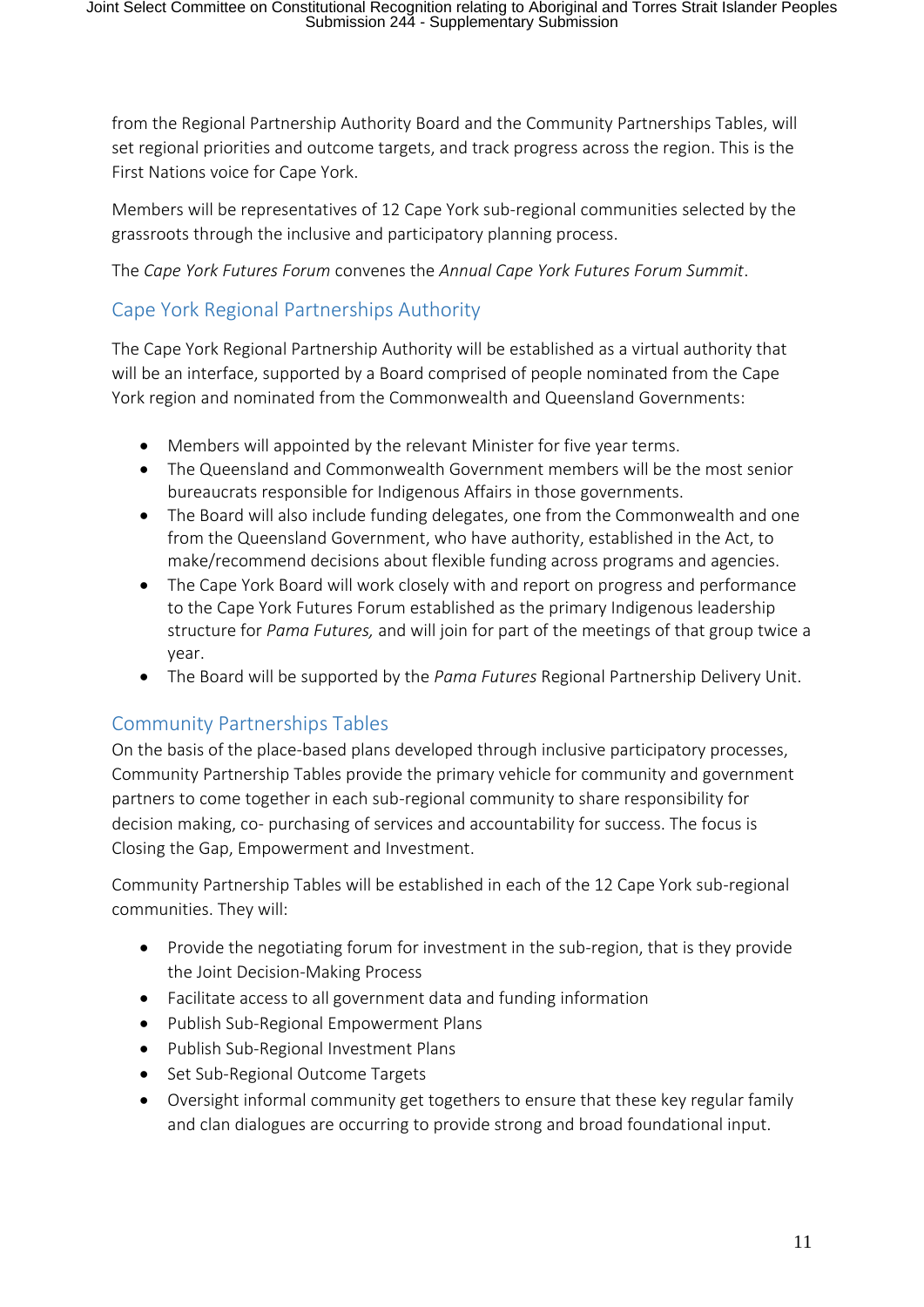from the Regional Partnership Authority Board and the Community Partnerships Tables, will set regional priorities and outcome targets, and track progress across the region. This is the First Nations voice for Cape York.

Members will be representatives of 12 Cape York sub-regional communities selected by the grassroots through the inclusive and participatory planning process.

The *Cape York Futures Forum* convenes the *Annual Cape York Futures Forum Summit*.

## Cape York Regional Partnerships Authority

The Cape York Regional Partnership Authority will be established as a virtual authority that will be an interface, supported by a Board comprised of people nominated from the Cape York region and nominated from the Commonwealth and Queensland Governments:

- Members will appointed by the relevant Minister for five year terms.
- The Queensland and Commonwealth Government members will be the most senior bureaucrats responsible for Indigenous Affairs in those governments.
- The Board will also include funding delegates, one from the Commonwealth and one from the Queensland Government, who have authority, established in the Act, to make/recommend decisions about flexible funding across programs and agencies.
- The Cape York Board will work closely with and report on progress and performance to the Cape York Futures Forum established as the primary Indigenous leadership structure for *Pama Futures,* and will join for part of the meetings of that group twice a year.
- The Board will be supported by the *Pama Futures* Regional Partnership Delivery Unit.

## Community Partnerships Tables

On the basis of the place-based plans developed through inclusive participatory processes, Community Partnership Tables provide the primary vehicle for community and government partners to come together in each sub-regional community to share responsibility for decision making, co- purchasing of services and accountability for success. The focus is Closing the Gap, Empowerment and Investment.

Community Partnership Tables will be established in each of the 12 Cape York sub-regional communities. They will:

- Provide the negotiating forum for investment in the sub-region, that is they provide the Joint Decision-Making Process
- Facilitate access to all government data and funding information
- Publish Sub-Regional Empowerment Plans
- Publish Sub-Regional Investment Plans
- Set Sub-Regional Outcome Targets
- Oversight informal community get togethers to ensure that these key regular family and clan dialogues are occurring to provide strong and broad foundational input.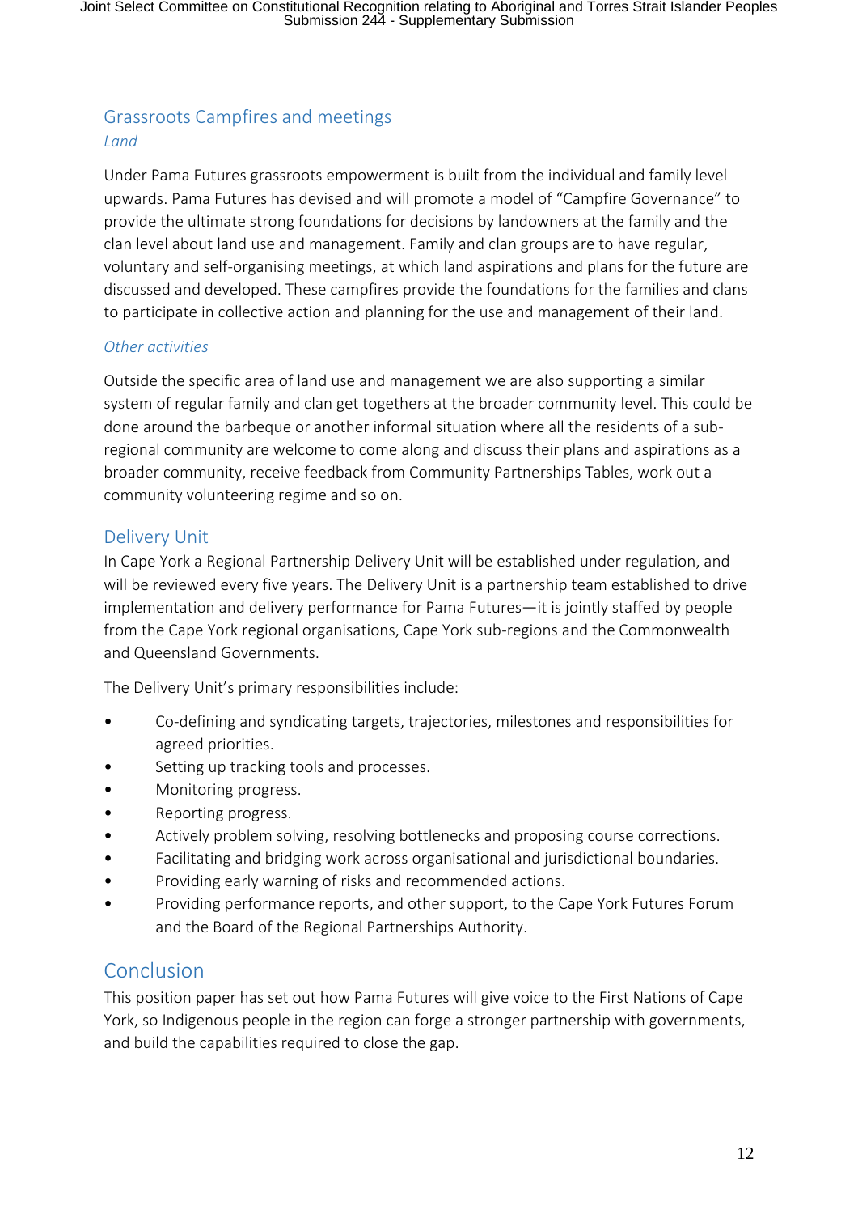## Grassroots Campfires and meetings

### *Land*

Under Pama Futures grassroots empowerment is built from the individual and family level upwards. Pama Futures has devised and will promote a model of "Campfire Governance" to provide the ultimate strong foundations for decisions by landowners at the family and the clan level about land use and management. Family and clan groups are to have regular, voluntary and self-organising meetings, at which land aspirations and plans for the future are discussed and developed. These campfires provide the foundations for the families and clans to participate in collective action and planning for the use and management of their land.

### *Other activities*

Outside the specific area of land use and management we are also supporting a similar system of regular family and clan get togethers at the broader community level. This could be done around the barbeque or another informal situation where all the residents of a sub-regional community are welcome to come along and discuss their plans and aspirations as a broader community, receive feedback from Community Partnerships Tables, work out a community volunteering regime and so on.

## Delivery Unit

In Cape York a Regional Partnership Delivery Unit will be established under regulation, and will be reviewed every five years. The Delivery Unit is a partnership team established to drive implementation and delivery performance for Pama Futures—it is jointly staffed by people from the Cape York regional organisations, Cape York sub-regions and the Commonwealth and Queensland Governments.

The Delivery Unit's primary responsibilities include:

- Co-defining and syndicating targets, trajectories, milestones and responsibilities for agreed priorities.
- Setting up tracking tools and processes.
- Monitoring progress.
- Reporting progress.
- Actively problem solving, resolving bottlenecks and proposing course corrections.
- Facilitating and bridging work across organisational and jurisdictional boundaries.
- Providing early warning of risks and recommended actions.
- Providing performance reports, and other support, to the Cape York Futures Forum and the Board of the Regional Partnerships Authority.

## Conclusion

This position paper has set out how Pama Futures will give voice to the First Nations of Cape York, so Indigenous people in the region can forge a stronger partnership with governments, and build the capabilities required to close the gap.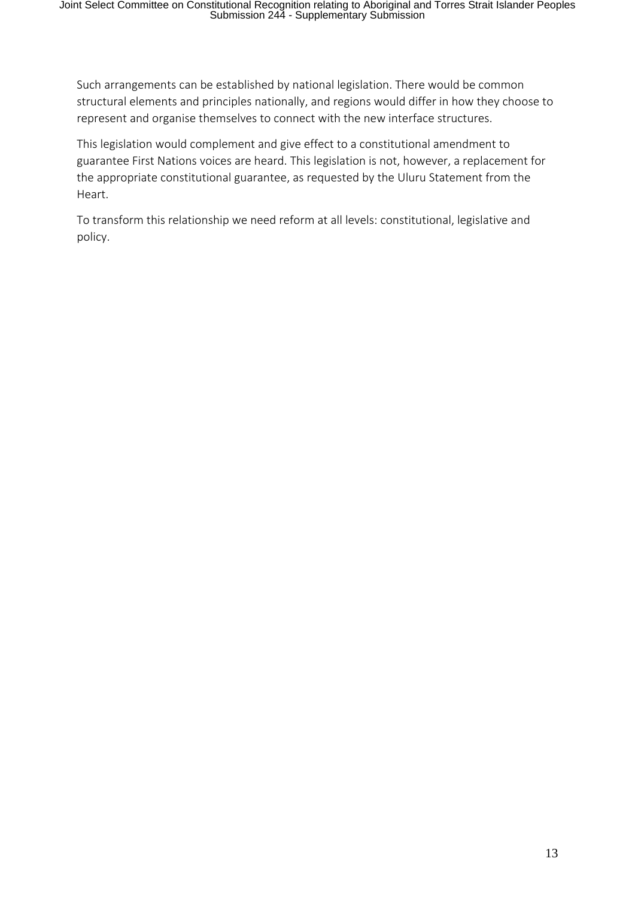Such arrangements can be established by national legislation. There would be common structural elements and principles nationally, and regions would differ in how they choose to represent and organise themselves to connect with the new interface structures.

This legislation would complement and give effect to a constitutional amendment to guarantee First Nations voices are heard. This legislation is not, however, a replacement for the appropriate constitutional guarantee, as requested by the Uluru Statement from the Heart.

To transform this relationship we need reform at all levels: constitutional, legislative and policy.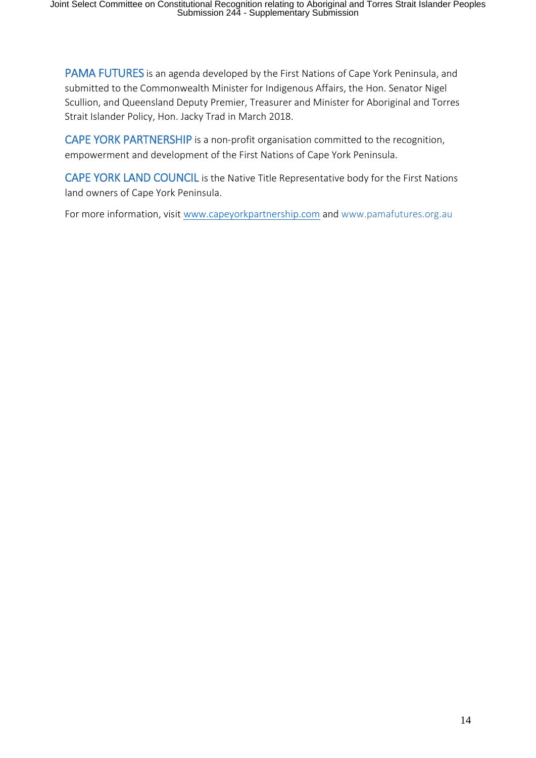**PAMA FUTURES** is an agenda developed by the First Nations of Cape York Peninsula, and submitted to the Commonwealth Minister for Indigenous Affairs, the Hon. Senator Nigel Scullion, and Queensland Deputy Premier, Treasurer and Minister for Aboriginal and Torres Strait Islander Policy, Hon. Jacky Trad in March 2018.

**CAPE YORK PARTNERSHIP** is a non-profit organisation committed to the recognition, empowerment and development of the First Nations of Cape York Peninsula.

**CAPE YORK LAND COUNCIL** is the Native Title Representative body for the First Nations land owners of Cape York Peninsula.

For more information, visit www.capeyorkpartnership.com and www.pamafutures.org.au